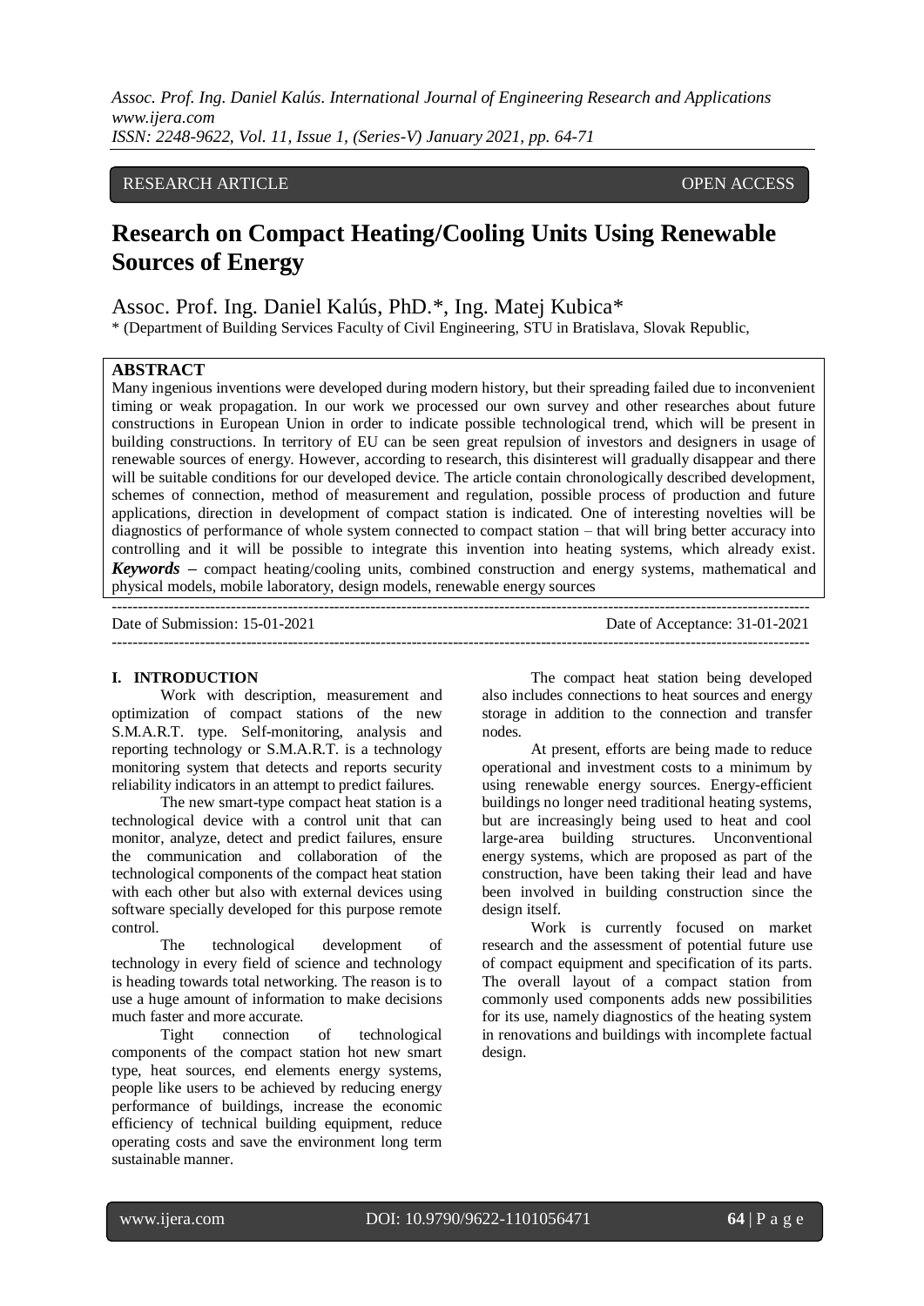RESEARCH ARTICLE OPEN ACCESS

# Research on Compact Heating/Cooling Units Using Renewable Sources of Energy

Assoc. Prof. Ing. Daniel Kalús, PhD.*, Ing. Matej Kubica*

* (Department of Building Services Faculty of Civil Engineering, STU in Bratislava, Slovak Republic,

## ABSTRACT

Many ingenious inventions were developed during modern history, but their spreading failed due to inconvenient timing or weak propagation. In our work we processed our own survey and other researches about future constructions in European Union in order to indicate possible technological trend, which will be present in building constructions. In territory of EU can be seen great repulsion of investors and designers in usage of renewable sources of energy. However, according to research, this disinterest will gradually disappear and there will be suitable conditions for our developed device. The article contain chronologically described development, schemes of connection, method of measurement and regulation, possible process of production and future applications, direction in development of compact station is indicated. One of interesting novelties will be diagnostics of performance of whole system connected to compact station – that will bring better accuracy into controlling and it will be possible to integrate this invention into heating systems, which already exist.

***Keywords*** **–** compact heating/cooling units, combined construction and energy systems, mathematical and physical models, mobile laboratory, design models, renewable energy sources

---

Date of Submission: 15-01-2021 Date of Acceptance: 31-01-2021

---

## I. INTRODUCTION

Work with description, measurement and optimization of compact stations of the new S.M.A.R.T. type. Self-monitoring, analysis and reporting technology or S.M.A.R.T. is a technology monitoring system that detects and reports security reliability indicators in an attempt to predict failures.

The new smart-type compact heat station is a technological device with a control unit that can monitor, analyze, detect and predict failures, ensure the communication and collaboration of the technological components of the compact heat station with each other but also with external devices using software specially developed for this purpose remote control.

The technological development of technology in every field of science and technology is heading towards total networking. The reason is to use a huge amount of information to make decisions much faster and more accurate.

Tight connection of technological components of the compact station hot new smart type, heat sources, end elements energy systems, people like users to be achieved by reducing energy performance of buildings, increase the economic efficiency of technical building equipment, reduce operating costs and save the environment long term sustainable manner.

The compact heat station being developed also includes connections to heat sources and energy storage in addition to the connection and transfer nodes.

At present, efforts are being made to reduce operational and investment costs to a minimum by using renewable energy sources. Energy-efficient buildings no longer need traditional heating systems, but are increasingly being used to heat and cool large-area building structures. Unconventional energy systems, which are proposed as part of the construction, have been taking their lead and have been involved in building construction since the design itself.

Work is currently focused on market research and the assessment of potential future use of compact equipment and specification of its parts. The overall layout of a compact station from commonly used components adds new possibilities for its use, namely diagnostics of the heating system in renovations and buildings with incomplete factual design.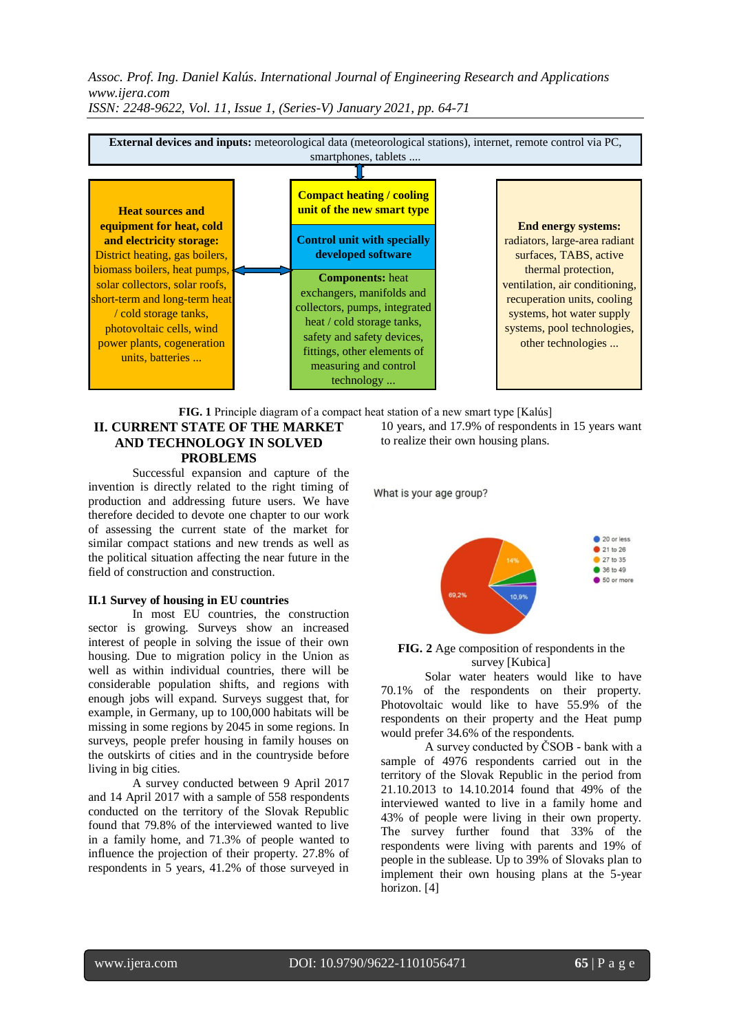**External devices and inputs:** meteorological data (meteorological stations), internet, remote control via PC, smartphones, tablets ....

**Heat sources and equipment for heat, cold and electricity storage:** District heating, gas boilers, biomass boilers, heat pumps, solar collectors, solar roofs, short-term and long-term heat / cold storage tanks, photovoltaic cells, wind power plants, cogeneration units, batteries ...

**Compact heating / cooling unit of the new smart type**

**Control unit with specially developed software**

**Components:** heat exchangers, manifolds and collectors, pumps, integrated heat / cold storage tanks, safety and safety devices, fittings, other elements of measuring and control technology ...

**End energy systems:** radiators, large-area radiant surfaces, TABS, active thermal protection, ventilation, air conditioning, recuperation units, cooling systems, hot water supply systems, pool technologies, other technologies ...

**FIG. 1** Principle diagram of a compact heat station of a new smart type [Kalús]

## II. CURRENT STATE OF THE MARKET AND TECHNOLOGY IN SOLVED PROBLEMS

Successful expansion and capture of the invention is directly related to the right timing of production and addressing future users. We have therefore decided to devote one chapter to our work of assessing the current state of the market for similar compact stations and new trends as well as the political situation affecting the near future in the field of construction and construction.

### II.1 Survey of housing in EU countries

In most EU countries, the construction sector is growing. Surveys show an increased interest of people in solving the issue of their own housing. Due to migration policy in the Union as well as within individual countries, there will be considerable population shifts, and regions with enough jobs will expand. Surveys suggest that, for example, in Germany, up to 100,000 habitats will be missing in some regions by 2045 in some regions. In surveys, people prefer housing in family houses on the outskirts of cities and in the countryside before living in big cities.

A survey conducted between 9 April 2017 and 14 April 2017 with a sample of 558 respondents conducted on the territory of the Slovak Republic found that 79.8% of the interviewed wanted to live in a family home, and 71.3% of people wanted to influence the projection of their property. 27.8% of respondents in 5 years, 41.2% of those surveyed in 10 years, and 17.9% of respondents in 15 years want to realize their own housing plans.

What is your age group?

- 20 or less
- 21 to 26: 69,2%
- 27 to 35: 14%
- 36 to 49
- 50 or more: 10,9%

**FIG. 2** Age composition of respondents in the survey [Kubica]

Solar water heaters would like to have 70.1% of the respondents on their property. Photovoltaic would like to have 55.9% of the respondents on their property and the Heat pump would prefer 34.6% of the respondents.

A survey conducted by ČSOB - bank with a sample of 4976 respondents carried out in the territory of the Slovak Republic in the period from 21.10.2013 to 14.10.2014 found that 49% of the interviewed wanted to live in a family home and 43% of people were living in their own property. The survey further found that 33% of the respondents were living with parents and 19% of people in the sublease. Up to 39% of Slovaks plan to implement their own housing plans at the 5-year horizon. [4]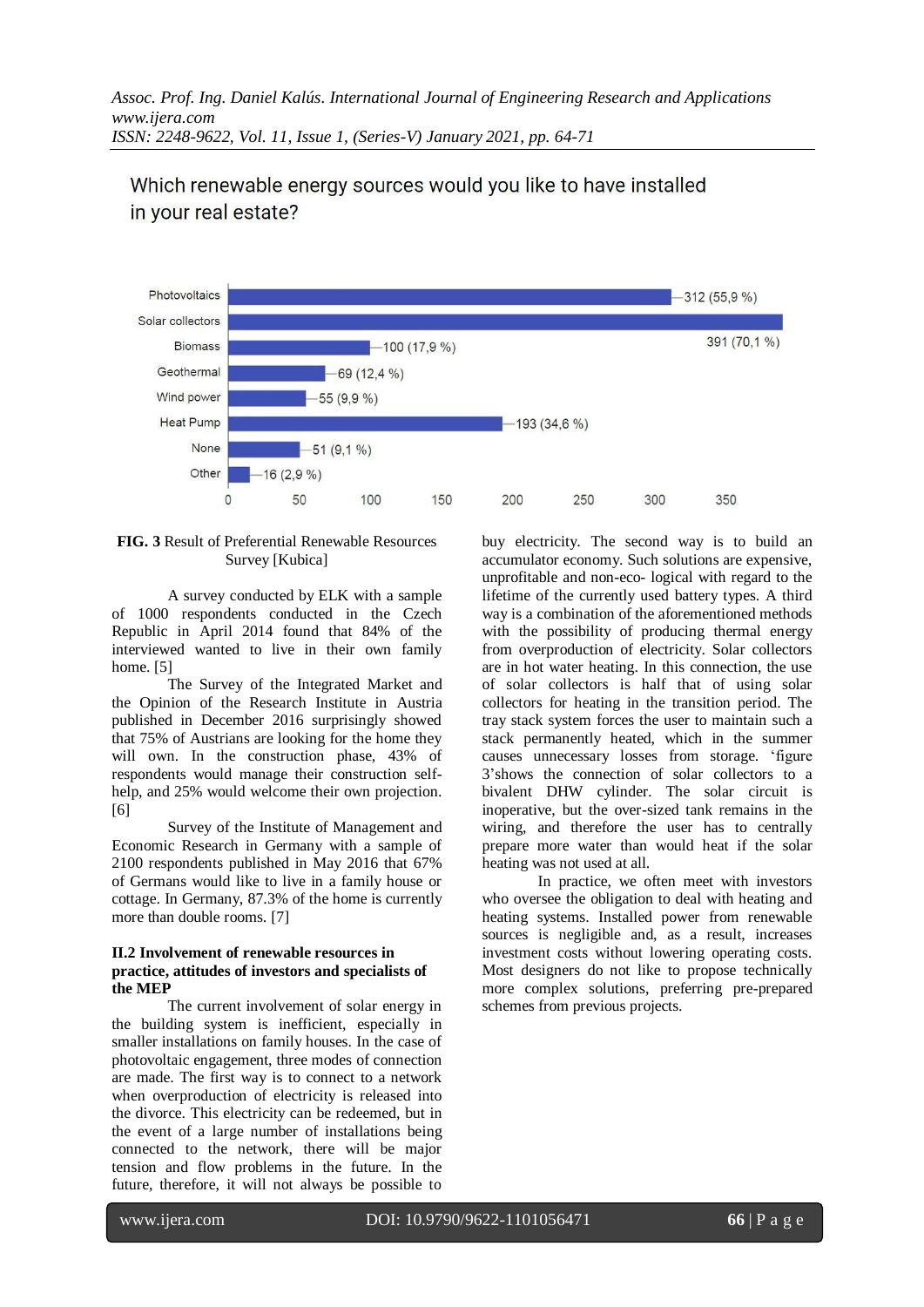Which renewable energy sources would you like to have installed in your real estate?

| Source | Count (%) |
|---|---|
| Photovoltaics | 312 (55,9 %) |
| Solar collectors | 391 (70,1 %) |
| Biomass | 100 (17,9 %) |
| Geothermal | 69 (12,4 %) |
| Wind power | 55 (9,9 %) |
| Heat Pump | 193 (34,6 %) |
| None | 51 (9,1 %) |
| Other | 16 (2,9 %) |

**FIG. 3** Result of Preferential Renewable Resources Survey [Kubica]

A survey conducted by ELK with a sample of 1000 respondents conducted in the Czech Republic in April 2014 found that 84% of the interviewed wanted to live in their own family home. [5]

The Survey of the Integrated Market and the Opinion of the Research Institute in Austria published in December 2016 surprisingly showed that 75% of Austrians are looking for the home they will own. In the construction phase, 43% of respondents would manage their construction self-help, and 25% would welcome their own projection. [6]

Survey of the Institute of Management and Economic Research in Germany with a sample of 2100 respondents published in May 2016 that 67% of Germans would like to live in a family house or cottage. In Germany, 87.3% of the home is currently more than double rooms. [7]

### II.2 Involvement of renewable resources in practice, attitudes of investors and specialists of the MEP

The current involvement of solar energy in the building system is inefficient, especially in smaller installations on family houses. In the case of photovoltaic engagement, three modes of connection are made. The first way is to connect to a network when overproduction of electricity is released into the divorce. This electricity can be redeemed, but in the event of a large number of installations being connected to the network, there will be major tension and flow problems in the future. In the future, therefore, it will not always be possible to buy electricity. The second way is to build an accumulator economy. Such solutions are expensive, unprofitable and non-eco- logical with regard to the lifetime of the currently used battery types. A third way is a combination of the aforementioned methods with the possibility of producing thermal energy from overproduction of electricity. Solar collectors are in hot water heating. In this connection, the use of solar collectors is half that of using solar collectors for heating in the transition period. The tray stack system forces the user to maintain such a stack permanently heated, which in the summer causes unnecessary losses from storage. 'figure 3'shows the connection of solar collectors to a bivalent DHW cylinder. The solar circuit is inoperative, but the over-sized tank remains in the wiring, and therefore the user has to centrally prepare more water than would heat if the solar heating was not used at all.

In practice, we often meet with investors who oversee the obligation to deal with heating and heating systems. Installed power from renewable sources is negligible and, as a result, increases investment costs without lowering operating costs. Most designers do not like to propose technically more complex solutions, preferring pre-prepared schemes from previous projects.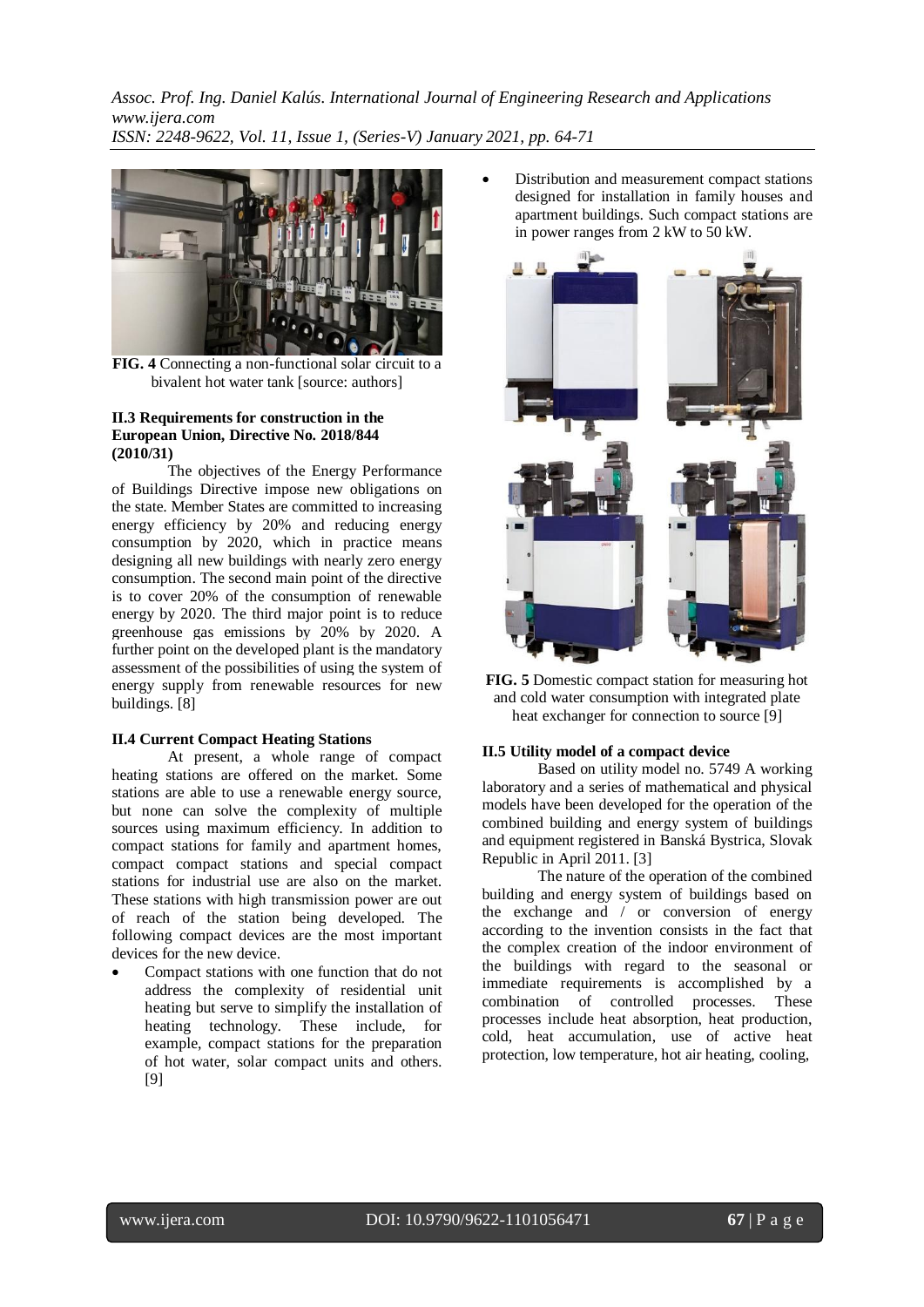**FIG. 4** Connecting a non-functional solar circuit to a bivalent hot water tank [source: authors]

### II.3 Requirements for construction in the European Union, Directive No. 2018/844 (2010/31)

The objectives of the Energy Performance of Buildings Directive impose new obligations on the state. Member States are committed to increasing energy efficiency by 20% and reducing energy consumption by 2020, which in practice means designing all new buildings with nearly zero energy consumption. The second main point of the directive is to cover 20% of the consumption of renewable energy by 2020. The third major point is to reduce greenhouse gas emissions by 20% by 2020. A further point on the developed plant is the mandatory assessment of the possibilities of using the system of energy supply from renewable resources for new buildings. [8]

### II.4 Current Compact Heating Stations

At present, a whole range of compact heating stations are offered on the market. Some stations are able to use a renewable energy source, but none can solve the complexity of multiple sources using maximum efficiency. In addition to compact stations for family and apartment homes, compact compact stations and special compact stations for industrial use are also on the market. These stations with high transmission power are out of reach of the station being developed. The following compact devices are the most important devices for the new device.

- Compact stations with one function that do not address the complexity of residential unit heating but serve to simplify the installation of heating technology. These include, for example, compact stations for the preparation of hot water, solar compact units and others. [9]
- Distribution and measurement compact stations designed for installation in family houses and apartment buildings. Such compact stations are in power ranges from 2 kW to 50 kW.

**FIG. 5** Domestic compact station for measuring hot and cold water consumption with integrated plate heat exchanger for connection to source [9]

### II.5 Utility model of a compact device

Based on utility model no. 5749 A working laboratory and a series of mathematical and physical models have been developed for the operation of the combined building and energy system of buildings and equipment registered in Banská Bystrica, Slovak Republic in April 2011. [3]

The nature of the operation of the combined building and energy system of buildings based on the exchange and / or conversion of energy according to the invention consists in the fact that the complex creation of the indoor environment of the buildings with regard to the seasonal or immediate requirements is accomplished by a combination of controlled processes. These processes include heat absorption, heat production, cold, heat accumulation, use of active heat protection, low temperature, hot air heating, cooling,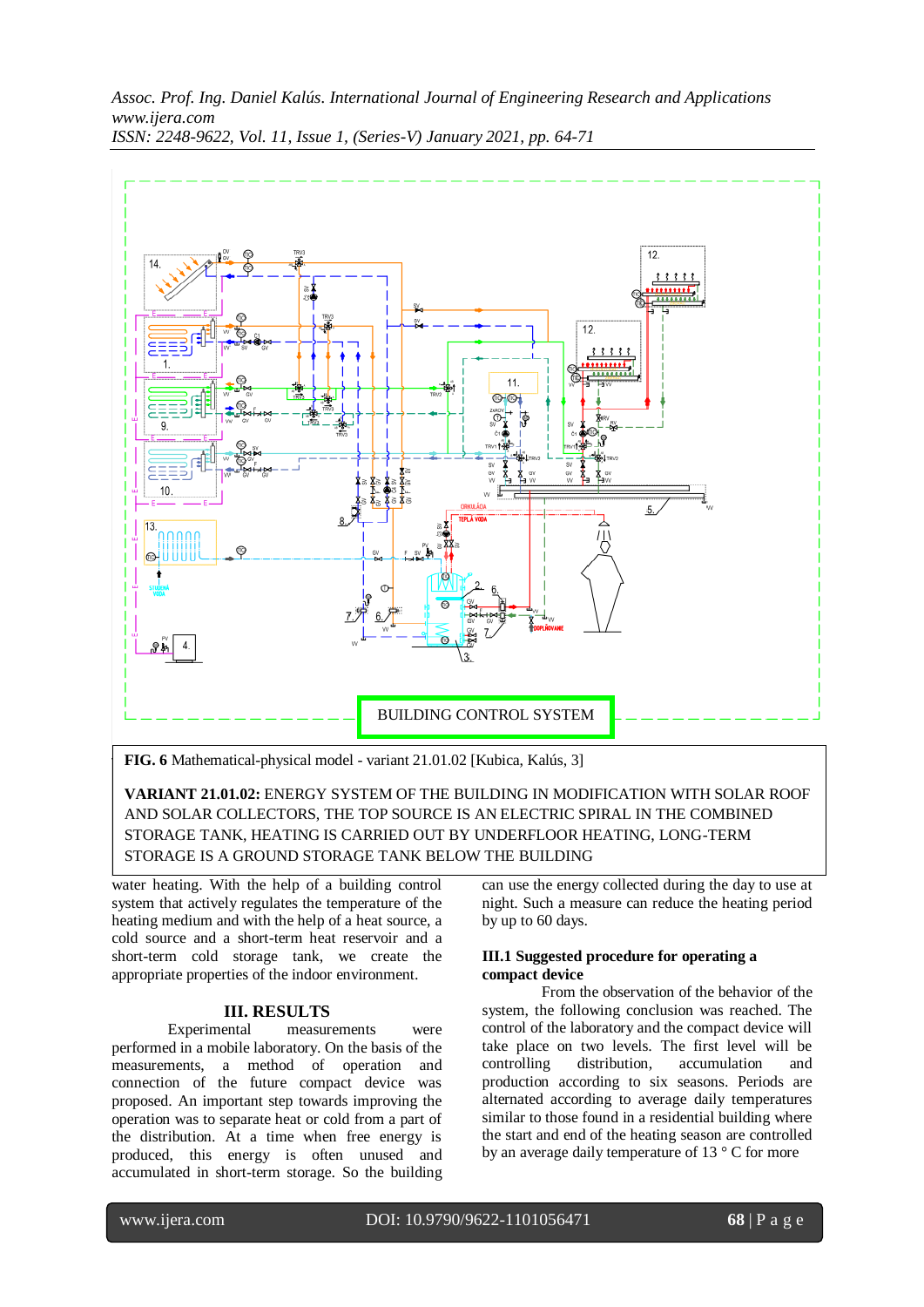BUILDING CONTROL SYSTEM

**FIG. 6** Mathematical-physical model - variant 21.01.02 [Kubica, Kalús, 3]

**VARIANT 21.01.02:** ENERGY SYSTEM OF THE BUILDING IN MODIFICATION WITH SOLAR ROOF AND SOLAR COLLECTORS, THE TOP SOURCE IS AN ELECTRIC SPIRAL IN THE COMBINED STORAGE TANK, HEATING IS CARRIED OUT BY UNDERFLOOR HEATING, LONG-TERM STORAGE IS A GROUND STORAGE TANK BELOW THE BUILDING

water heating. With the help of a building control system that actively regulates the temperature of the heating medium and with the help of a heat source, a cold source and a short-term heat reservoir and a short-term cold storage tank, we create the appropriate properties of the indoor environment.

## III. RESULTS

Experimental measurements were performed in a mobile laboratory. On the basis of the measurements, a method of operation and connection of the future compact device was proposed. An important step towards improving the operation was to separate heat or cold from a part of the distribution. At a time when free energy is produced, this energy is often unused and accumulated in short-term storage. So the building can use the energy collected during the day to use at night. Such a measure can reduce the heating period by up to 60 days.

### III.1 Suggested procedure for operating a compact device

From the observation of the behavior of the system, the following conclusion was reached. The control of the laboratory and the compact device will take place on two levels. The first level will be controlling distribution, accumulation and production according to six seasons. Periods are alternated according to average daily temperatures similar to those found in a residential building where the start and end of the heating season are controlled by an average daily temperature of 13 ° C for more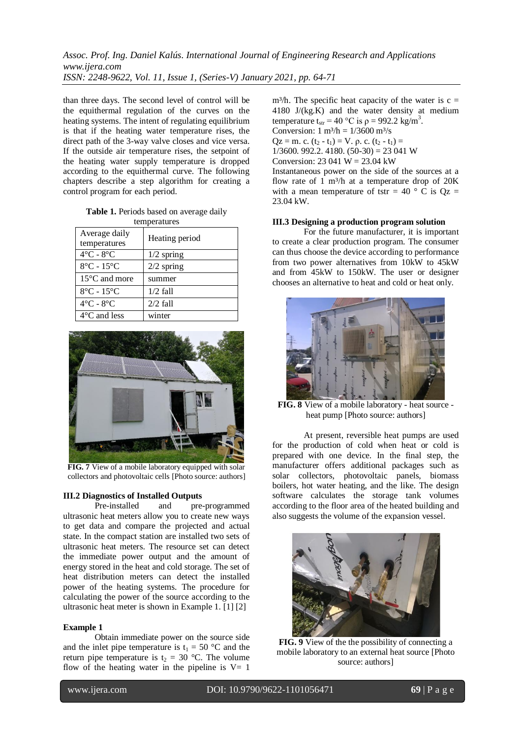than three days. The second level of control will be the equithermal regulation of the curves on the heating systems. The intent of regulating equilibrium is that if the heating water temperature rises, the direct path of the 3-way valve closes and vice versa. If the outside air temperature rises, the setpoint of the heating water supply temperature is dropped according to the equithermal curve. The following chapters describe a step algorithm for creating a control program for each period.

**Table 1.** Periods based on average daily temperatures

| Average daily temperatures | Heating period |
|---|---|
| 4°C - 8°C | 1/2 spring |
| 8°C - 15°C | 2/2 spring |
| 15°C and more | summer |
| 8°C - 15°C | 1/2 fall |
| 4°C - 8°C | 2/2 fall |
| 4°C and less | winter |

**FIG. 7** View of a mobile laboratory equipped with solar collectors and photovoltaic cells [Photo source: authors]

### III.2 Diagnostics of Installed Outputs

Pre-installed and pre-programmed ultrasonic heat meters allow you to create new ways to get data and compare the projected and actual state. In the compact station are installed two sets of ultrasonic heat meters. The resource set can detect the immediate power output and the amount of energy stored in the heat and cold storage. The set of heat distribution meters can detect the installed power of the heating systems. The procedure for calculating the power of the source according to the ultrasonic heat meter is shown in Example 1. [1] [2]

**Example 1**

Obtain immediate power on the source side and the inlet pipe temperature is $t_1 = 50$ °C and the return pipe temperature is $t_2 = 30$ °C. The volume flow of the heating water in the pipeline is V= 1 m³/h. The specific heat capacity of the water is c = 4180 J/(kg.K) and the water density at medium temperature $t_{str} = 40$ °C is $\rho = 992.2$ kg/m³.

Conversion: 1 m³/h = 1/3600 m³/s

$Qz = m.\ c.\ (t_2 - t_1) = V.\ \rho.\ c.\ (t_2 - t_1) =$

1/3600. 992.2. 4180. (50-30) = 23 041 W

Conversion: 23 041 W = 23.04 kW

Instantaneous power on the side of the sources at a flow rate of 1 m³/h at a temperature drop of 20K with a mean temperature of tstr = 40 ° C is Qz = 23.04 kW.

### III.3 Designing a production program solution

For the future manufacturer, it is important to create a clear production program. The consumer can thus choose the device according to performance from two power alternatives from 10kW to 45kW and from 45kW to 150kW. The user or designer chooses an alternative to heat and cold or heat only.

**FIG. 8** View of a mobile laboratory - heat source - heat pump [Photo source: authors]

At present, reversible heat pumps are used for the production of cold when heat or cold is prepared with one device. In the final step, the manufacturer offers additional packages such as solar collectors, photovoltaic panels, biomass boilers, hot water heating, and the like. The design software calculates the storage tank volumes according to the floor area of the heated building and also suggests the volume of the expansion vessel.

**FIG. 9** View of the the possibility of connecting a mobile laboratory to an external heat source [Photo source: authors]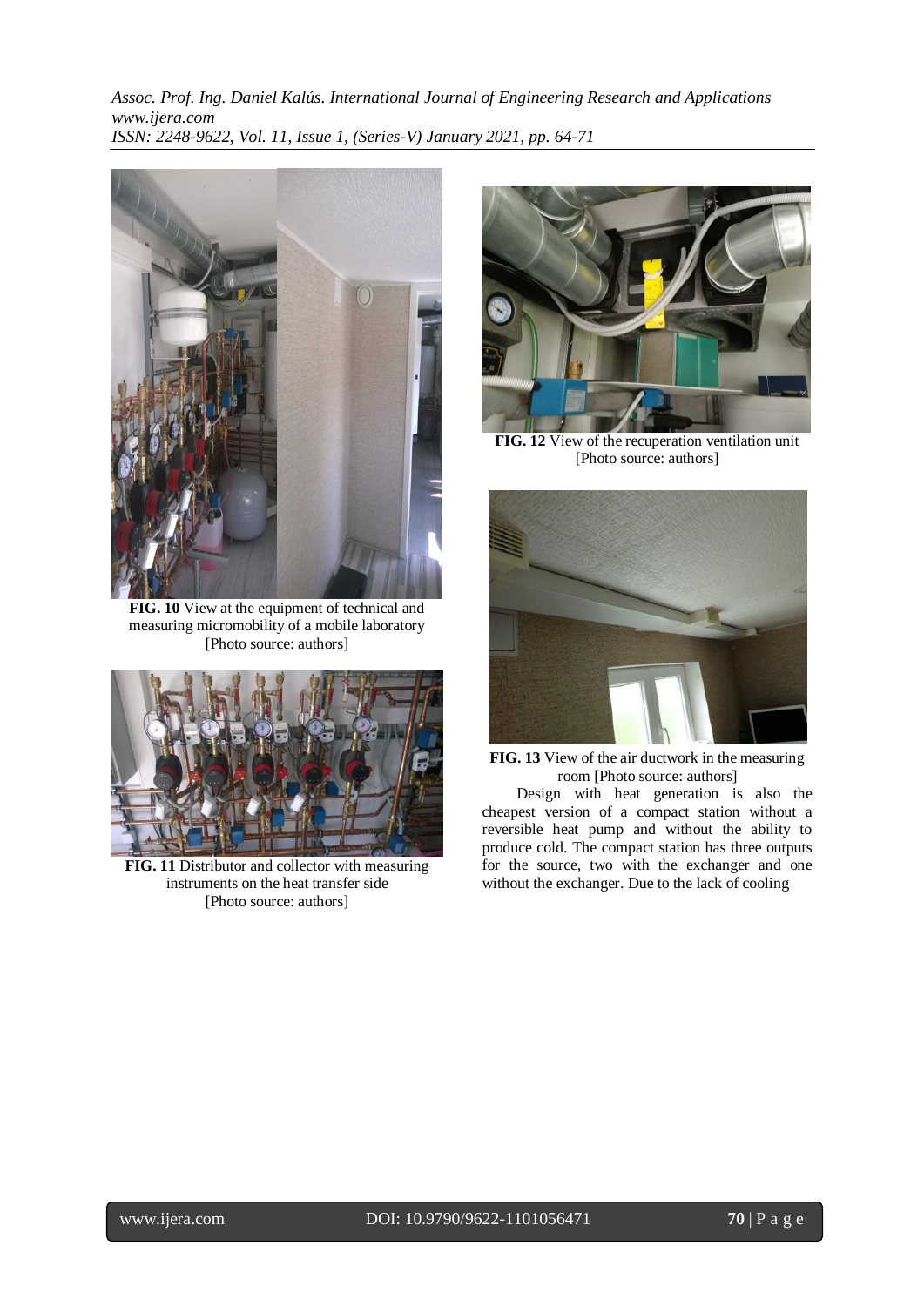FIG. 10 View at the equipment of technical and measuring micromobility of a mobile laboratory [Photo source: authors]

FIG. 11 Distributor and collector with measuring instruments on the heat transfer side [Photo source: authors]

FIG. 12 View of the recuperation ventilation unit [Photo source: authors]

FIG. 13 View of the air ductwork in the measuring room [Photo source: authors]

Design with heat generation is also the cheapest version of a compact station without a reversible heat pump and without the ability to produce cold. The compact station has three outputs for the source, two with the exchanger and one without the exchanger. Due to the lack of cooling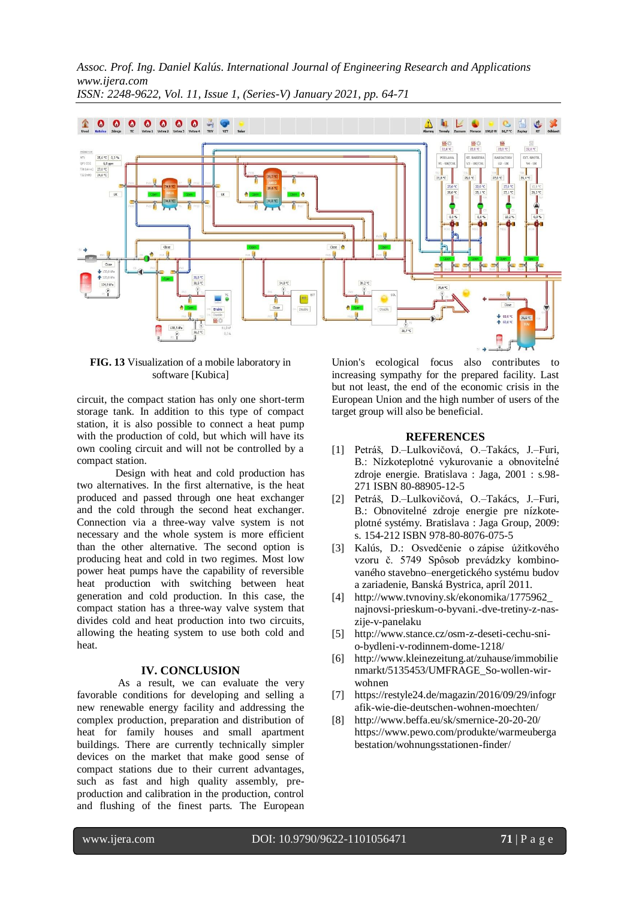**FIG. 13** Visualization of a mobile laboratory in software [Kubica]

circuit, the compact station has only one short-term storage tank. In addition to this type of compact station, it is also possible to connect a heat pump with the production of cold, but which will have its own cooling circuit and will not be controlled by a compact station.

Design with heat and cold production has two alternatives. In the first alternative, is the heat produced and passed through one heat exchanger and the cold through the second heat exchanger. Connection via a three-way valve system is not necessary and the whole system is more efficient than the other alternative. The second option is producing heat and cold in two regimes. Most low power heat pumps have the capability of reversible heat production with switching between heat generation and cold production. In this case, the compact station has a three-way valve system that divides cold and heat production into two circuits, allowing the heating system to use both cold and heat.

## IV. CONCLUSION

As a result, we can evaluate the very favorable conditions for developing and selling a new renewable energy facility and addressing the complex production, preparation and distribution of heat for family houses and small apartment buildings. There are currently technically simpler devices on the market that make good sense of compact stations due to their current advantages, such as fast and high quality assembly, pre-production and calibration in the production, control and flushing of the finest parts. The European Union's ecological focus also contributes to increasing sympathy for the prepared facility. Last but not least, the end of the economic crisis in the European Union and the high number of users of the target group will also be beneficial.

## REFERENCES

[1] Petráš, D.–Lulkovičová, O.–Takács, J.–Furi, B.: Nízkoteplotné vykurovanie a obnoviteľné zdroje energie. Bratislava : Jaga, 2001 : s.98-271 ISBN 80-88905-12-5

[2] Petráš, D.–Lulkovičová, O.–Takács, J.–Furi, B.: Obnovitelné zdroje energie pre nízkoteplotné systémy. Bratislava : Jaga Group, 2009: s. 154-212 ISBN 978-80-8076-075-5

[3] Kalús, D.: Osvedčenie o zápise úžitkového vzoru č. 5749 Spôsob prevádzky kombinovaného stavebno–energetického systému budov a zariadenie, Banská Bystrica, apríl 2011.

[4] http://www.tvnoviny.sk/ekonomika/1775962_najnovsi-prieskum-o-byvani.-dve-tretiny-z-nas-zije-v-panelaku

[5] http://www.stance.cz/osm-z-deseti-cechu-sni-o-bydleni-v-rodinnem-dome-1218/

[6] http://www.kleinezeitung.at/zuhause/immobilienmarkt/5135453/UMFRAGE_So-wollen-wir-wohnen

[7] https://restyle24.de/magazin/2016/09/29/infografik-wie-die-deutschen-wohnen-moechten/

[8] http://www.beffa.eu/sk/smernice-20-20-20/ https://www.pewo.com/produkte/warmeubergabestation/wohnungsstationen-finder/